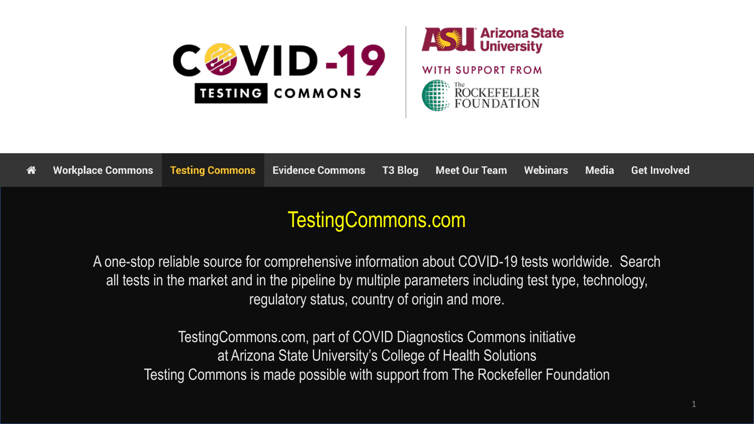# COVID-19 TESTING COMMONS

Arizona State University

WITH SUPPORT FROM

The ROCKEFELLER FOUNDATION

Workplace Commons | Testing Commons | Evidence Commons | T3 Blog | Meet Our Team | Webinars | Media | Get Involved

## TestingCommons.com

A one-stop reliable source for comprehensive information about COVID-19 tests worldwide. Search all tests in the market and in the pipeline by multiple parameters including test type, technology, regulatory status, country of origin and more.

TestingCommons.com, part of COVID Diagnostics Commons initiative at Arizona State University's College of Health Solutions
Testing Commons is made possible with support from The Rockefeller Foundation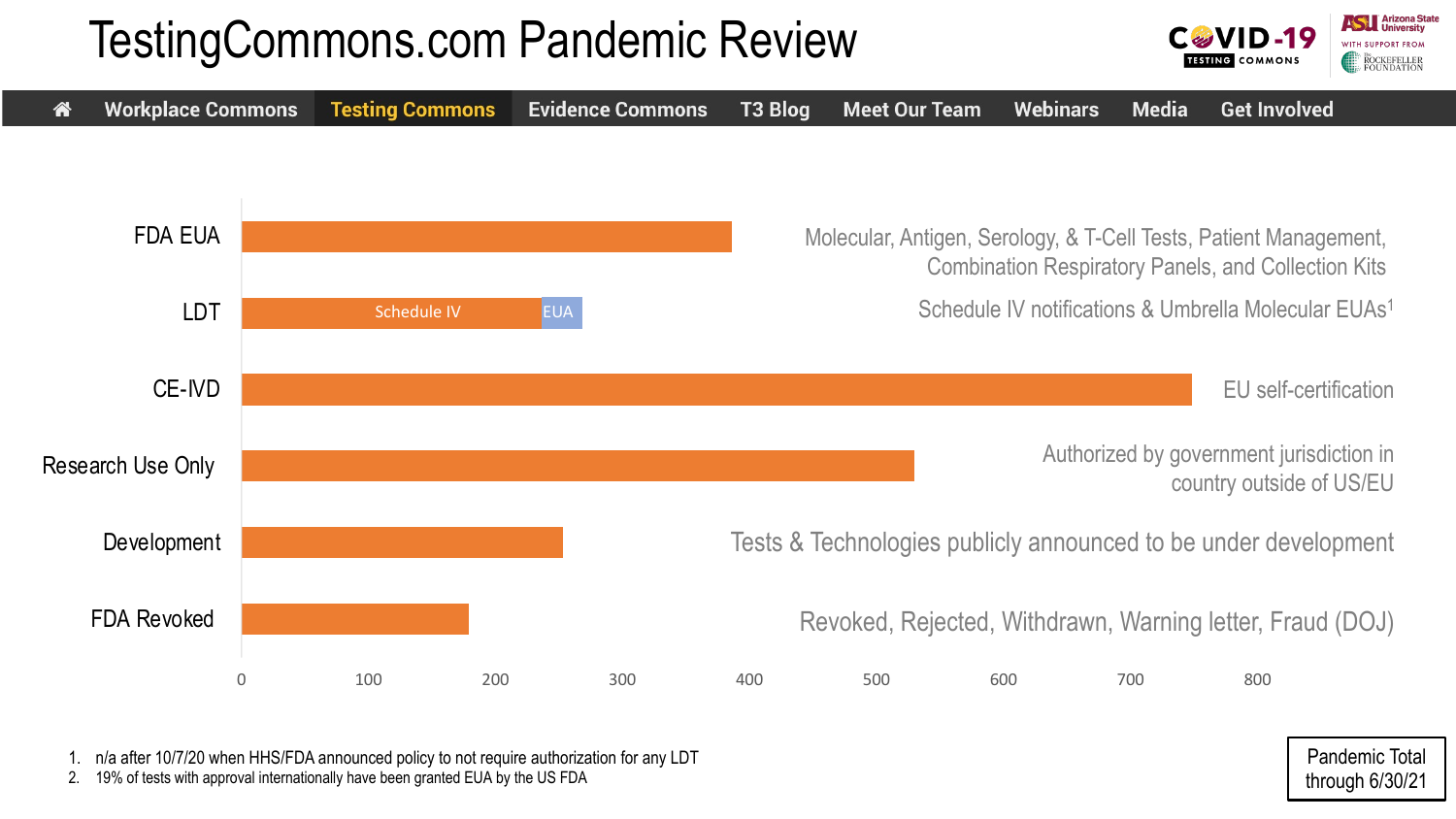# TestingCommons.com Pandemic Review

Workplace Commons | Testing Commons | Evidence Commons | T3 Blog | Meet Our Team | Webinars | Media | Get Involved

| Category | Description |
|---|---|
| FDA EUA | Molecular, Antigen, Serology, & T-Cell Tests, Patient Management, Combination Respiratory Panels, and Collection Kits |
| LDT (Schedule IV / EUA) | Schedule IV notifications & Umbrella Molecular EUAs[1] |
| CE-IVD | EU self-certification |
| Research Use Only | Authorized by government jurisdiction in country outside of US/EU |
| Development | Tests & Technologies publicly announced to be under development |
| FDA Revoked | Revoked, Rejected, Withdrawn, Warning letter, Fraud (DOJ) |

1. n/a after 10/7/20 when HHS/FDA announced policy to not require authorization for any LDT
2. 19% of tests with approval internationally have been granted EUA by the US FDA

Pandemic Total through 6/30/21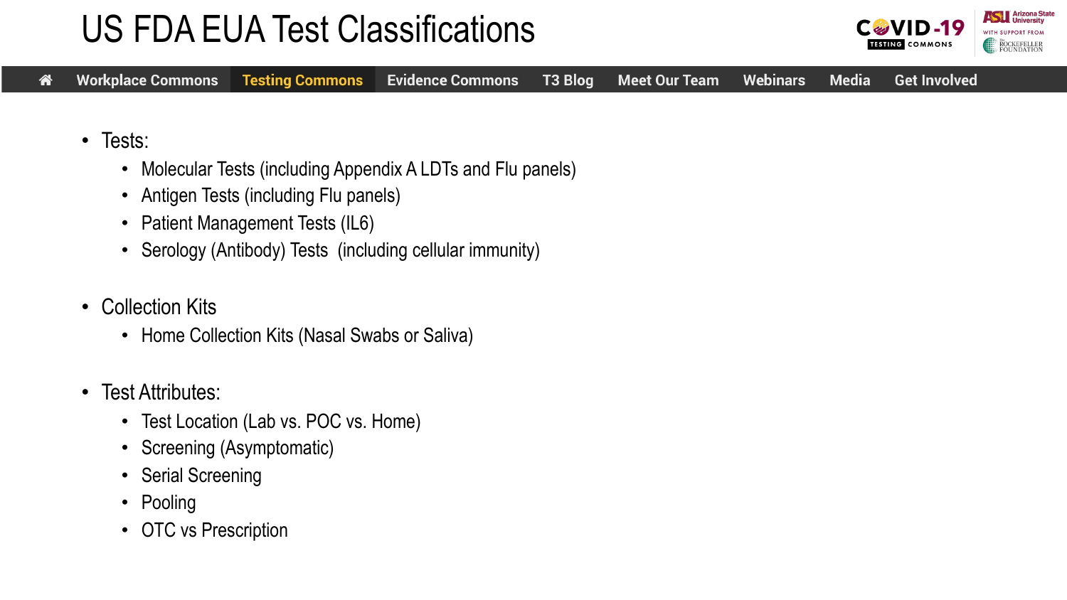# US FDA EUA Test Classifications

- Tests:
  - Molecular Tests (including Appendix A LDTs and Flu panels)
  - Antigen Tests (including Flu panels)
  - Patient Management Tests (IL6)
  - Serology (Antibody) Tests (including cellular immunity)

- Collection Kits
  - Home Collection Kits (Nasal Swabs or Saliva)

- Test Attributes:
  - Test Location (Lab vs. POC vs. Home)
  - Screening (Asymptomatic)
  - Serial Screening
  - Pooling
  - OTC vs Prescription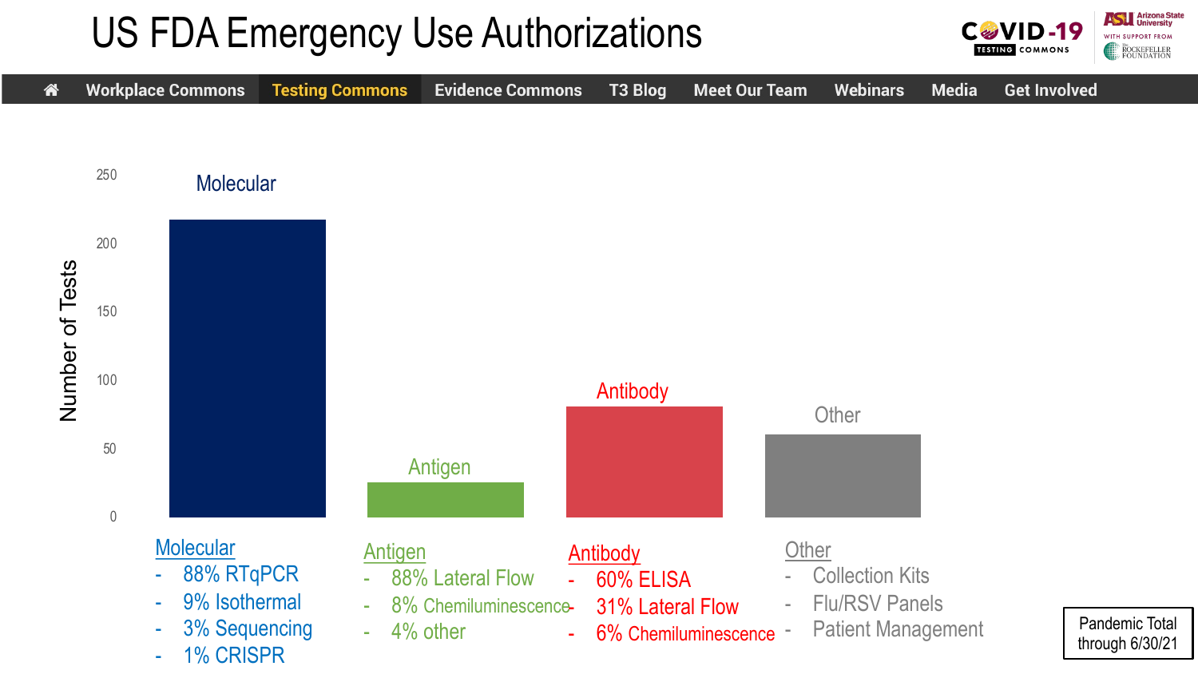# US FDA Emergency Use Authorizations

Workplace Commons | Testing Commons | Evidence Commons | T3 Blog | Meet Our Team | Webinars | Media | Get Involved

Number of Tests

250
200
150
100
50
0

Molecular

Antigen

Antibody

Other

**Molecular**
- 88% RTqPCR
- 9% Isothermal
- 3% Sequencing
- 1% CRISPR

**Antigen**
- 88% Lateral Flow
- 8% Chemiluminescence
- 4% other

**Antibody**
- 60% ELISA
- 31% Lateral Flow
- 6% Chemiluminescence

**Other**
- Collection Kits
- Flu/RSV Panels
- Patient Management

Pandemic Total through 6/30/21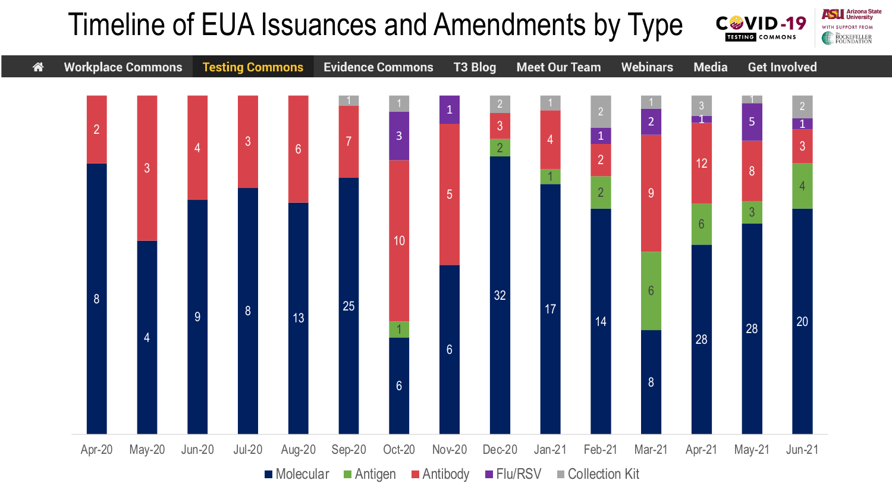# Timeline of EUA Issuances and Amendments by Type

| Month | Molecular | Antigen | Antibody | Flu/RSV | Collection Kit |
|---|---|---|---|---|---|
| Apr-20 | 8 | | 2 | | |
| May-20 | 4 | | 3 | | |
| Jun-20 | 9 | | 4 | | |
| Jul-20 | 8 | | 3 | | |
| Aug-20 | 13 | | 6 | | |
| Sep-20 | 25 | | 7 | | 1 |
| Oct-20 | 6 | 1 | 10 | 3 | 1 |
| Nov-20 | 6 | | 5 | 1 | |
| Dec-20 | 32 | 2 | 3 | | 2 |
| Jan-21 | 17 | 1 | 4 | | 1 |
| Feb-21 | 14 | 2 | 2 | 1 | 2 |
| Mar-21 | 8 | 6 | 9 | 2 | 1 |
| Apr-21 | 28 | 6 | 12 | 1 | 3 |
| May-21 | 28 | 3 | 8 | 5 | 1 |
| Jun-21 | 20 | 4 | 3 | 1 | 2 |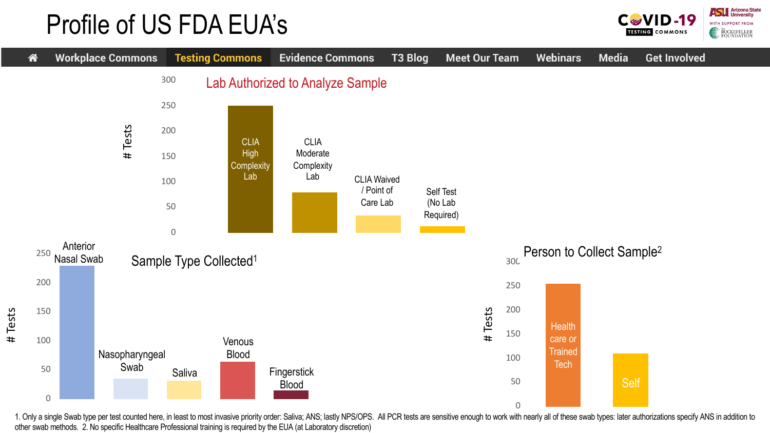# Profile of US FDA EUA's

Workplace Commons | Testing Commons | Evidence Commons | T3 Blog | Meet Our Team | Webinars | Media | Get Involved

## Lab Authorized to Analyze Sample

# Tests

- CLIA High Complexity Lab
- CLIA Moderate Complexity Lab
- CLIA Waived / Point of Care Lab
- Self Test (No Lab Required)

## Sample Type Collected[1]

# Tests

- Anterior Nasal Swab
- Nasopharyngeal Swab
- Saliva
- Venous Blood
- Fingerstick Blood

## Person to Collect Sample[2]

# Tests

- Health care or Trained Tech
- Self

1. Only a single Swab type per test counted here, in least to most invasive priority order: Saliva; ANS; lastly NPS/OPS. All PCR tests are sensitive enough to work with nearly all of these swab types: later authorizations specify ANS in addition to other swab methods. 2. No specific Healthcare Professional training is required by the EUA (at Laboratory discretion)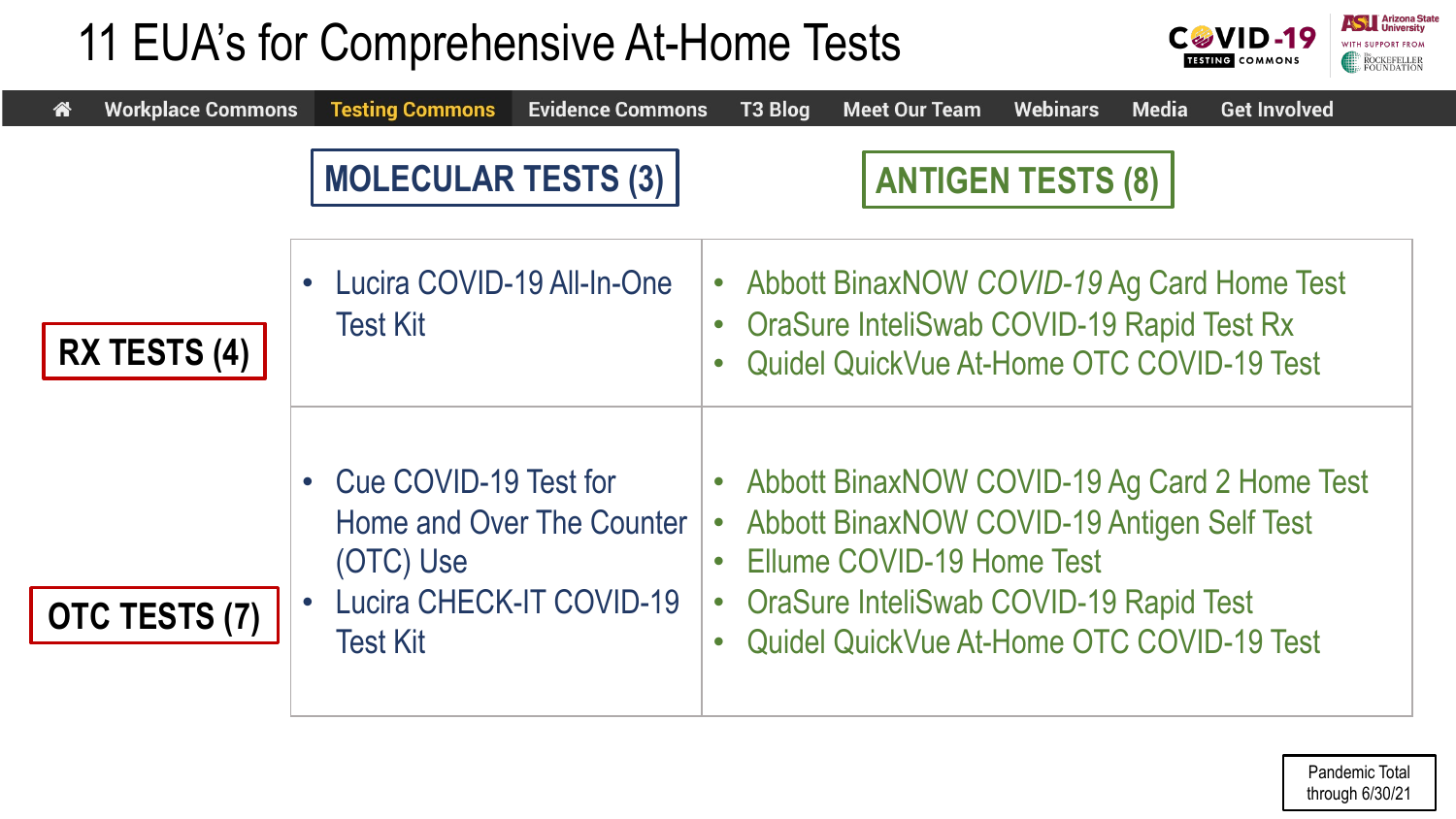# 11 EUA's for Comprehensive At-Home Tests

| | MOLECULAR TESTS (3) | ANTIGEN TESTS (8) |
|---|---|---|
| **RX TESTS (4)** | • Lucira COVID-19 All-In-One Test Kit | • Abbott BinaxNOW *COVID-19* Ag Card Home Test<br>• OraSure InteliSwab COVID-19 Rapid Test Rx<br>• Quidel QuickVue At-Home OTC COVID-19 Test |
| **OTC TESTS (7)** | • Cue COVID-19 Test for Home and Over The Counter (OTC) Use<br>• Lucira CHECK-IT COVID-19 Test Kit | • Abbott BinaxNOW COVID-19 Ag Card 2 Home Test<br>• Abbott BinaxNOW COVID-19 Antigen Self Test<br>• Ellume COVID-19 Home Test<br>• OraSure InteliSwab COVID-19 Rapid Test<br>• Quidel QuickVue At-Home OTC COVID-19 Test |

Pandemic Total through 6/30/21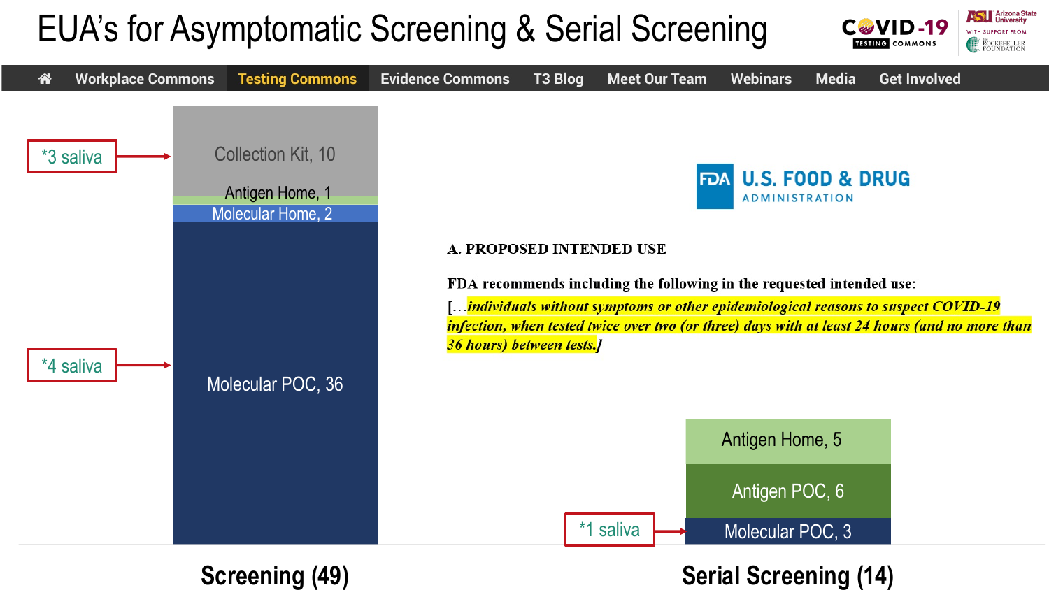# EUA's for Asymptomatic Screening & Serial Screening

Workplace Commons | Testing Commons | Evidence Commons | T3 Blog | Meet Our Team | Webinars | Media | Get Involved

*3 saliva → Collection Kit, 10

Antigen Home, 1

Molecular Home, 2

*4 saliva → Molecular POC, 36

**Screening (49)**

U.S. FOOD & DRUG ADMINISTRATION

**A. PROPOSED INTENDED USE**

**FDA recommends including the following in the requested intended use:**

**[…*individuals without symptoms or other epidemiological reasons to suspect COVID-19 infection, when tested twice over two (or three) days with at least 24 hours (and no more than 36 hours) between tests.*]**

Antigen Home, 5

Antigen POC, 6

*1 saliva → Molecular POC, 3

**Serial Screening (14)**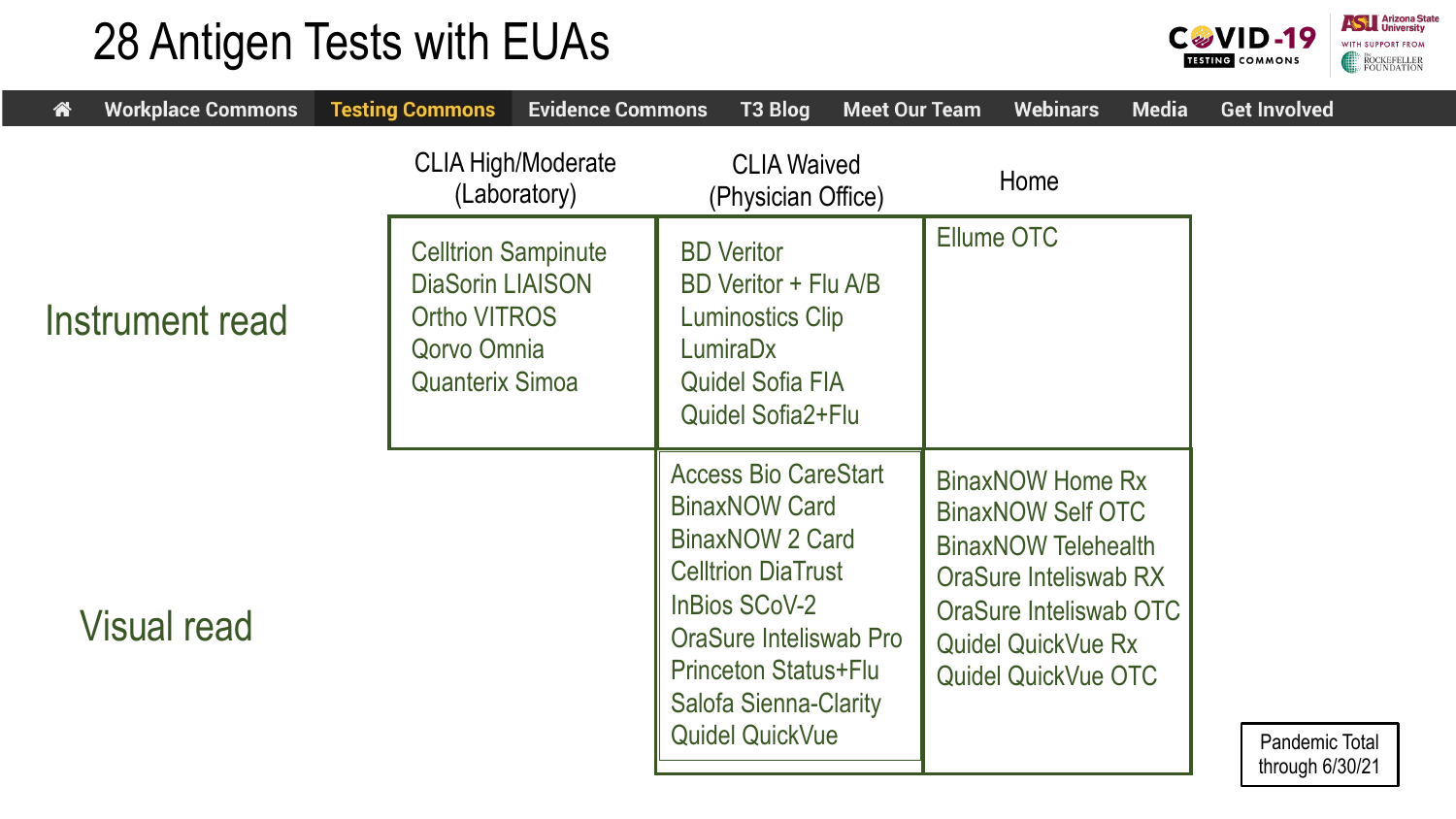# 28 Antigen Tests with EUAs

|  | CLIA High/Moderate (Laboratory) | CLIA Waived (Physician Office) | Home |
| --- | --- | --- | --- |
| Instrument read | Celltrion Sampinute<br>DiaSorin LIAISON<br>Ortho VITROS<br>Qorvo Omnia<br>Quanterix Simoa | BD Veritor<br>BD Veritor + Flu A/B<br>Luminostics Clip<br>LumiraDx<br>Quidel Sofia FIA<br>Quidel Sofia2+Flu | Ellume OTC |
| Visual read |  | Access Bio CareStart<br>BinaxNOW Card<br>BinaxNOW 2 Card<br>Celltrion DiaTrust<br>InBios SCoV-2<br>OraSure Inteliswab Pro<br>Princeton Status+Flu<br>Salofa Sienna-Clarity<br>Quidel QuickVue | BinaxNOW Home Rx<br>BinaxNOW Self OTC<br>BinaxNOW Telehealth<br>OraSure Inteliswab RX<br>OraSure Inteliswab OTC<br>Quidel QuickVue Rx<br>Quidel QuickVue OTC |

Pandemic Total through 6/30/21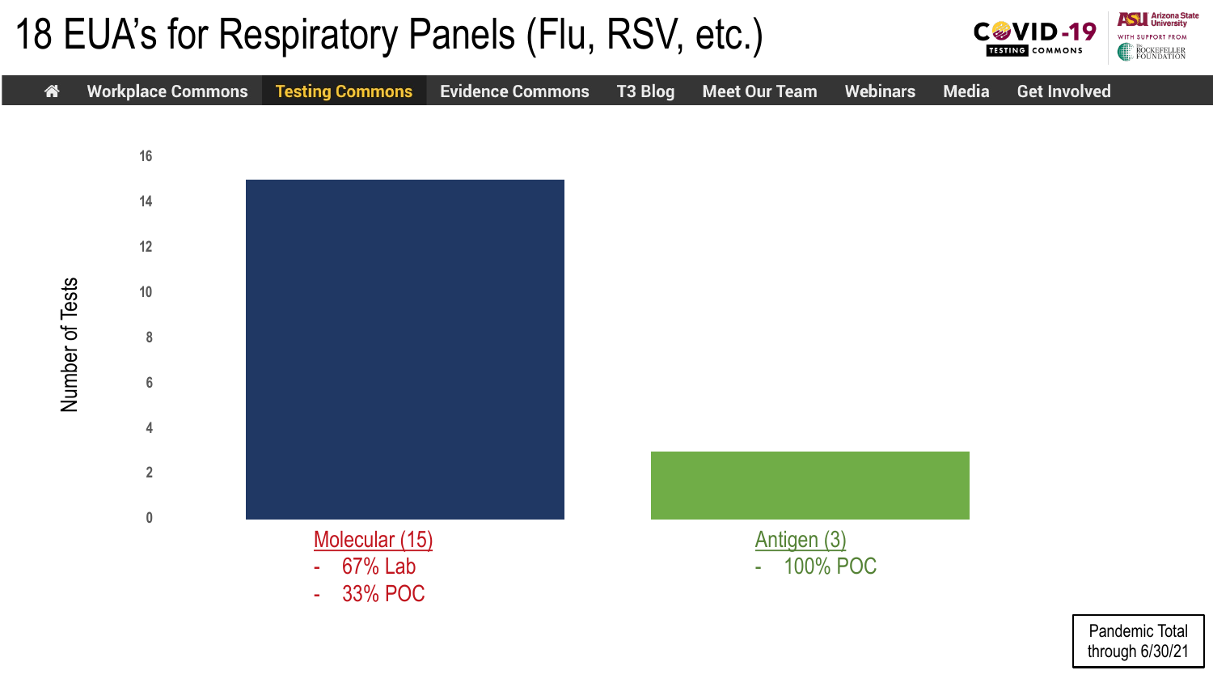# 18 EUA's for Respiratory Panels (Flu, RSV, etc.)

Workplace Commons | Testing Commons | Evidence Commons | T3 Blog | Meet Our Team | Webinars | Media | Get Involved

| Test Type | Number of Tests |
| --- | --- |
| Molecular | 15 |
| Antigen | 3 |

Molecular (15)

- 67% Lab
- 33% POC

Antigen (3)

- 100% POC

Pandemic Total through 6/30/21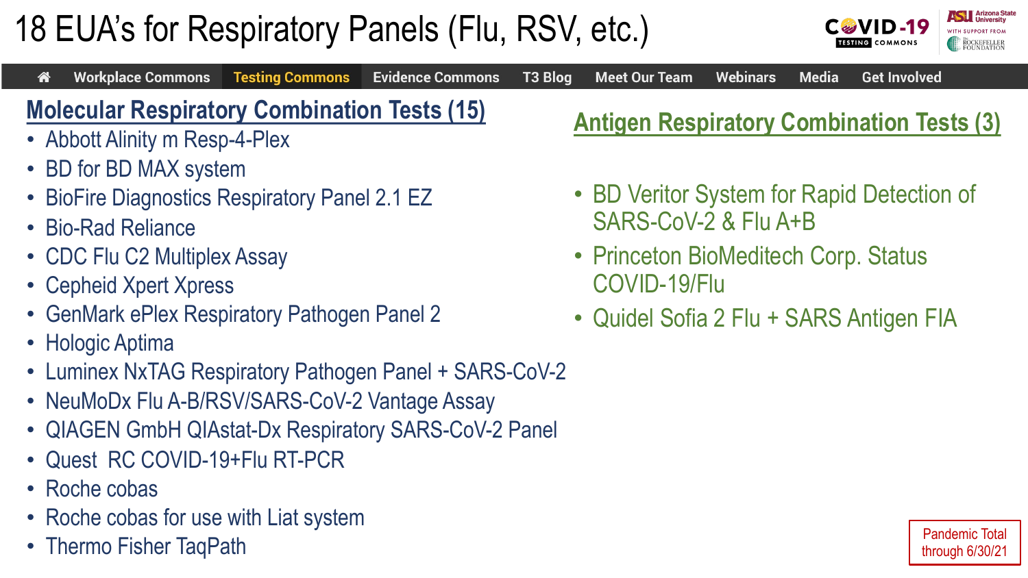# 18 EUA's for Respiratory Panels (Flu, RSV, etc.)

## Molecular Respiratory Combination Tests (15)

- Abbott Alinity m Resp-4-Plex
- BD for BD MAX system
- BioFire Diagnostics Respiratory Panel 2.1 EZ
- Bio-Rad Reliance
- CDC Flu C2 Multiplex Assay
- Cepheid Xpert Xpress
- GenMark ePlex Respiratory Pathogen Panel 2
- Hologic Aptima
- Luminex NxTAG Respiratory Pathogen Panel + SARS-CoV-2
- NeuMoDx Flu A-B/RSV/SARS-CoV-2 Vantage Assay
- QIAGEN GmbH QIAstat-Dx Respiratory SARS-CoV-2 Panel
- Quest RC COVID-19+Flu RT-PCR
- Roche cobas
- Roche cobas for use with Liat system
- Thermo Fisher TaqPath

## Antigen Respiratory Combination Tests (3)

- BD Veritor System for Rapid Detection of SARS-CoV-2 & Flu A+B
- Princeton BioMeditech Corp. Status COVID-19/Flu
- Quidel Sofia 2 Flu + SARS Antigen FIA

Pandemic Total through 6/30/21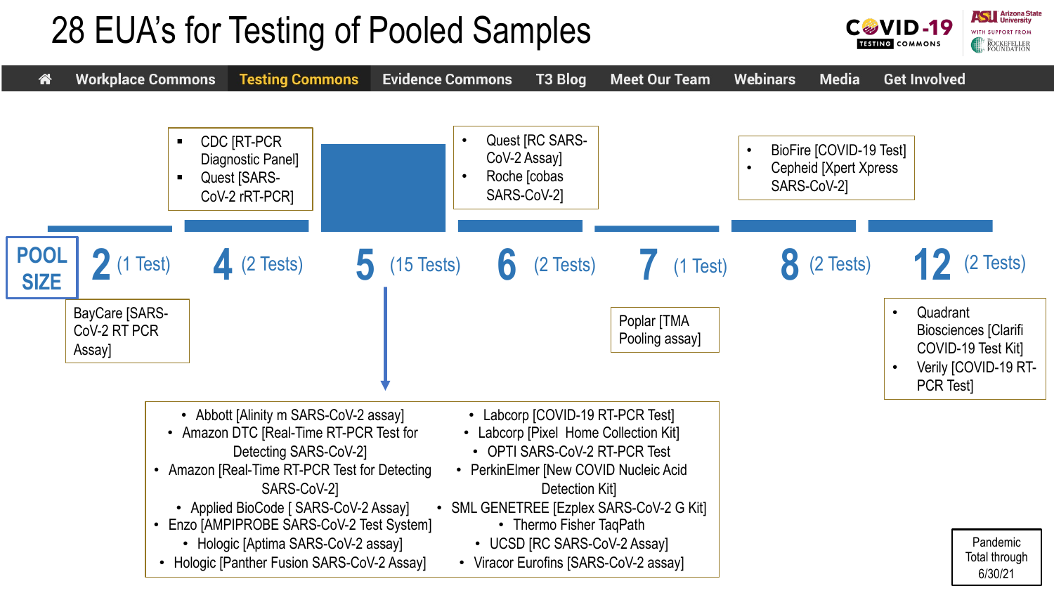# 28 EUA's for Testing of Pooled Samples

Workplace Commons | Testing Commons | Evidence Commons | T3 Blog | Meet Our Team | Webinars | Media | Get Involved

**POOL SIZE**

**2** (1 Test)
- BayCare [SARS-CoV-2 RT PCR Assay]

**4** (2 Tests)
- CDC [RT-PCR Diagnostic Panel]
- Quest [SARS-CoV-2 rRT-PCR]

**5** (15 Tests)
- Abbott [Alinity m SARS-CoV-2 assay]
- Amazon DTC [Real-Time RT-PCR Test for Detecting SARS-CoV-2]
- Amazon [Real-Time RT-PCR Test for Detecting SARS-CoV-2]
- Applied BioCode [ SARS-CoV-2 Assay]
- Enzo [AMPIPROBE SARS-CoV-2 Test System]
- Hologic [Aptima SARS-CoV-2 assay]
- Hologic [Panther Fusion SARS-CoV-2 Assay]
- Labcorp [COVID-19 RT-PCR Test]
- Labcorp [Pixel Home Collection Kit]
- OPTI SARS-CoV-2 RT-PCR Test
- PerkinElmer [New COVID Nucleic Acid Detection Kit]
- SML GENETREE [Ezplex SARS-CoV-2 G Kit]
- Thermo Fisher TaqPath
- UCSD [RC SARS-CoV-2 Assay]
- Viracor Eurofins [SARS-CoV-2 assay]

**6** (2 Tests)
- Quest [RC SARS-CoV-2 Assay]
- Roche [cobas SARS-CoV-2]

**7** (1 Test)
- Poplar [TMA Pooling assay]

**8** (2 Tests)
- BioFire [COVID-19 Test]
- Cepheid [Xpert Xpress SARS-CoV-2]

**12** (2 Tests)
- Quadrant Biosciences [Clarifi COVID-19 Test Kit]
- Verily [COVID-19 RT-PCR Test]

Pandemic Total through 6/30/21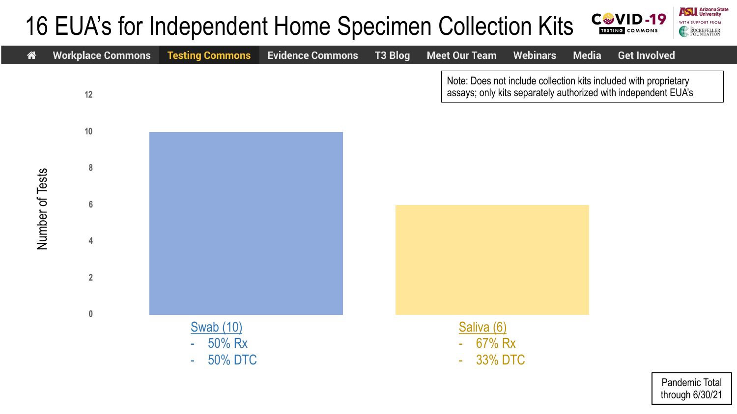# 16 EUA's for Independent Home Specimen Collection Kits

COVID-19 TESTING COMMONS | Arizona State University | WITH SUPPORT FROM The Rockefeller Foundation

Workplace Commons | Testing Commons | Evidence Commons | T3 Blog | Meet Our Team | Webinars | Media | Get Involved

Note: Does not include collection kits included with proprietary assays; only kits separately authorized with independent EUA's

Number of Tests

| Category | Number of Tests |
| --- | --- |
| Swab (10) | 10 |
| Saliva (6) | 6 |

Swab (10)
- 50% Rx
- 50% DTC

Saliva (6)
- 67% Rx
- 33% DTC

Pandemic Total through 6/30/21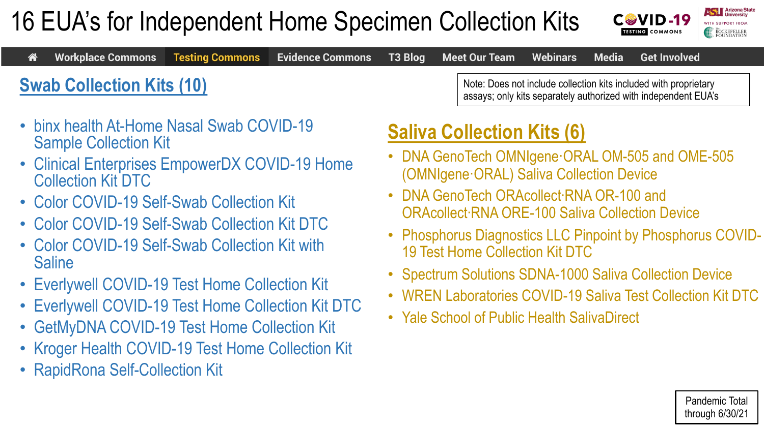# 16 EUA's for Independent Home Specimen Collection Kits

Note: Does not include collection kits included with proprietary assays; only kits separately authorized with independent EUA's

## Swab Collection Kits (10)

- binx health At-Home Nasal Swab COVID-19 Sample Collection Kit
- Clinical Enterprises EmpowerDX COVID-19 Home Collection Kit DTC
- Color COVID-19 Self-Swab Collection Kit
- Color COVID-19 Self-Swab Collection Kit DTC
- Color COVID-19 Self-Swab Collection Kit with Saline
- Everlywell COVID-19 Test Home Collection Kit
- Everlywell COVID-19 Test Home Collection Kit DTC
- GetMyDNA COVID-19 Test Home Collection Kit
- Kroger Health COVID-19 Test Home Collection Kit
- RapidRona Self-Collection Kit

## Saliva Collection Kits (6)

- DNA GenoTech OMNIgene·ORAL OM-505 and OME-505 (OMNIgene·ORAL) Saliva Collection Device
- DNA GenoTech ORAcollect·RNA OR-100 and ORAcollect·RNA ORE-100 Saliva Collection Device
- Phosphorus Diagnostics LLC Pinpoint by Phosphorus COVID-19 Test Home Collection Kit DTC
- Spectrum Solutions SDNA-1000 Saliva Collection Device
- WREN Laboratories COVID-19 Saliva Test Collection Kit DTC
- Yale School of Public Health SalivaDirect

Pandemic Total through 6/30/21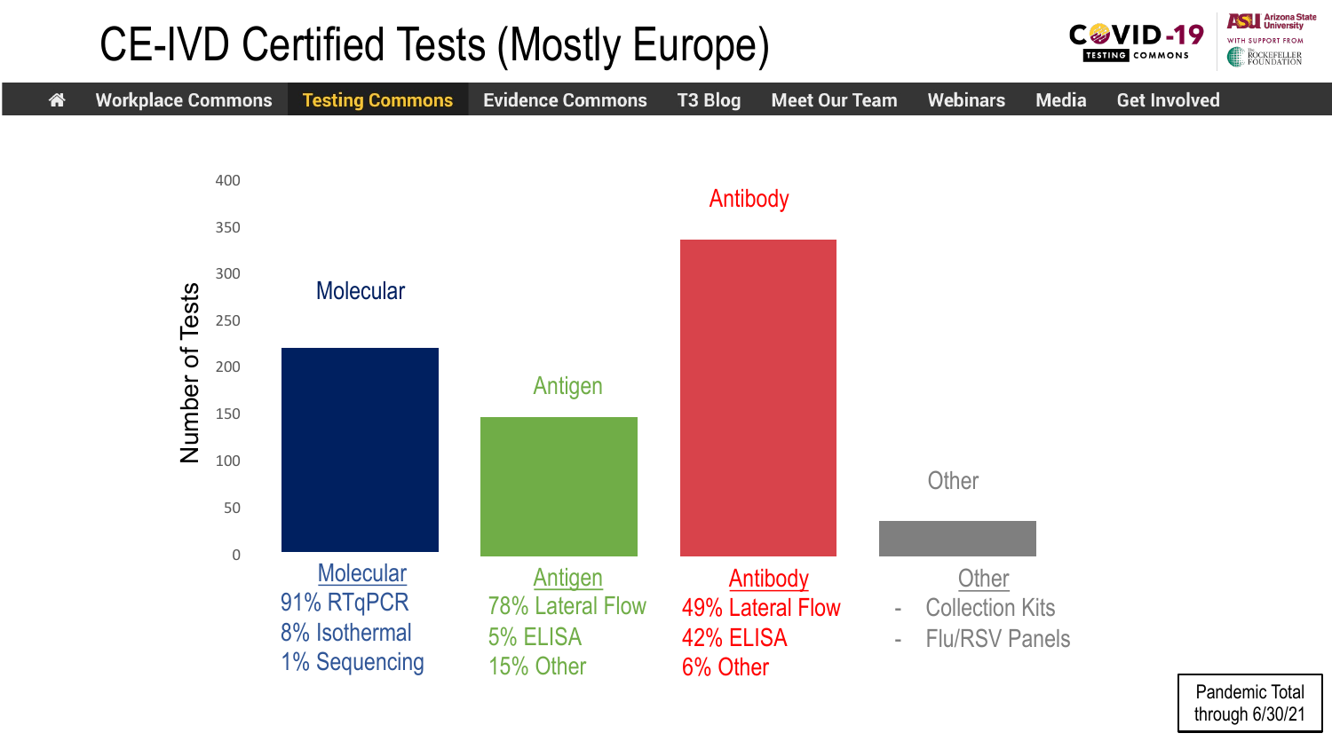# CE-IVD Certified Tests (Mostly Europe)

Number of Tests

| Category | Approx. Number of Tests |
|---|---|
| Molecular | ~220 |
| Antigen | ~150 |
| Antibody | ~340 |
| Other | ~38 |

**Molecular**
91% RTqPCR
8% Isothermal
1% Sequencing

**Antigen**
78% Lateral Flow
5% ELISA
15% Other

**Antibody**
49% Lateral Flow
42% ELISA
6% Other

**Other**
- Collection Kits
- Flu/RSV Panels

Pandemic Total through 6/30/21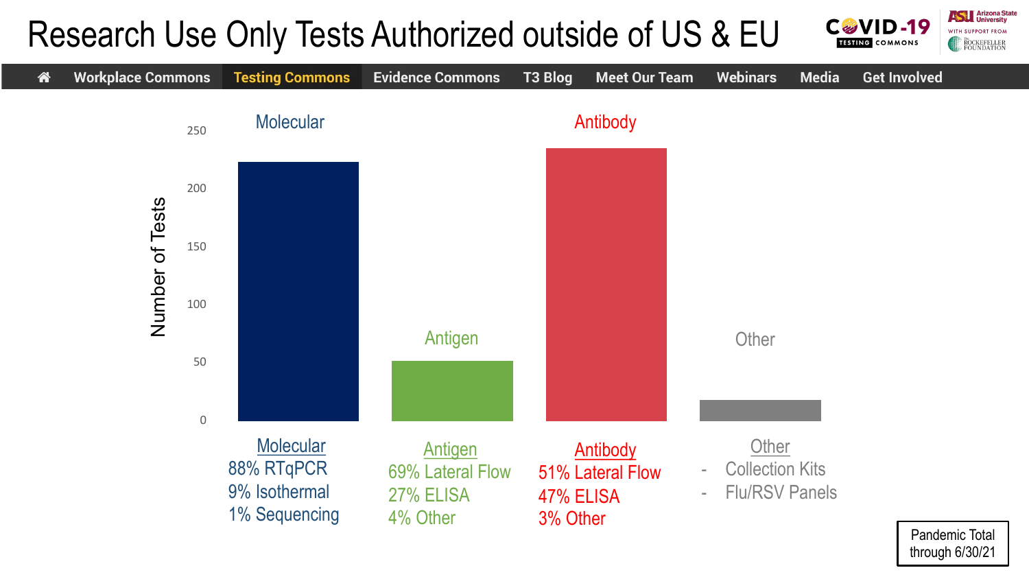# Research Use Only Tests Authorized outside of US & EU

Workplace Commons | Testing Commons | Evidence Commons | T3 Blog | Meet Our Team | Webinars | Media | Get Involved

Number of Tests

250
200
150
100
50
0

Molecular

Antigen

Antibody

Other

**Molecular**
88% RTqPCR
9% Isothermal
1% Sequencing

**Antigen**
69% Lateral Flow
27% ELISA
4% Other

**Antibody**
51% Lateral Flow
47% ELISA
3% Other

**Other**
- Collection Kits
- Flu/RSV Panels

Pandemic Total through 6/30/21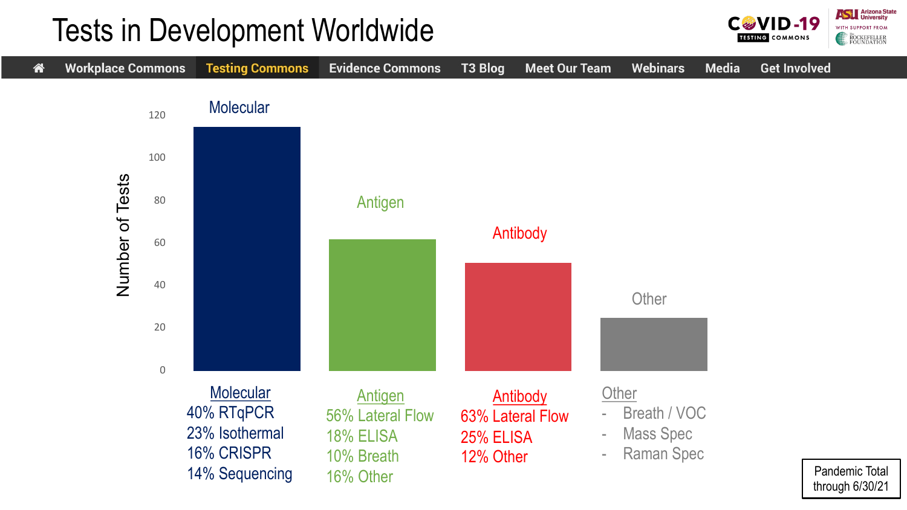# Tests in Development Worldwide

Workplace Commons | Testing Commons | Evidence Commons | T3 Blog | Meet Our Team | Webinars | Media | Get Involved

| Category | Number of Tests (approx.) |
|---|---|
| Molecular | ~115 |
| Antigen | ~62 |
| Antibody | ~51 |
| Other | ~25 |

**Molecular**
- 40% RTqPCR
- 23% Isothermal
- 16% CRISPR
- 14% Sequencing

**Antigen**
- 56% Lateral Flow
- 18% ELISA
- 10% Breath
- 16% Other

**Antibody**
- 63% Lateral Flow
- 25% ELISA
- 12% Other

**Other**
- Breath / VOC
- Mass Spec
- Raman Spec

Pandemic Total through 6/30/21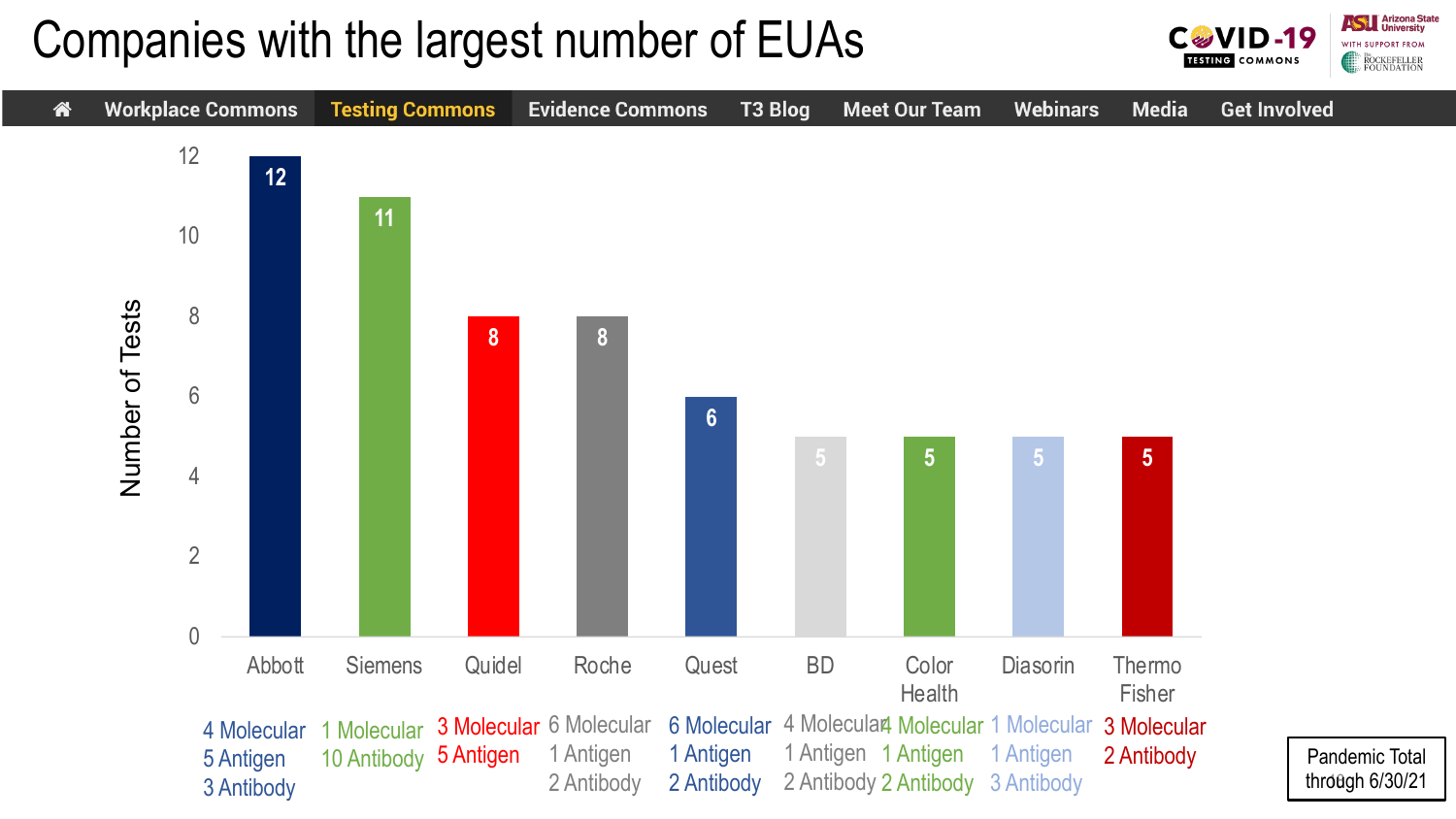# Companies with the largest number of EUAs

Number of Tests

| Company | Total | Molecular | Antigen | Antibody |
|---|---|---|---|---|
| Abbott | 12 | 4 Molecular | 5 Antigen | 3 Antibody |
| Siemens | 11 | 1 Molecular | | 10 Antibody |
| Quidel | 8 | 3 Molecular | 5 Antigen | |
| Roche | 8 | 6 Molecular | 1 Antigen | 2 Antibody |
| Quest | 6 | 6 Molecular | 1 Antigen | 2 Antibody |
| BD | 5 | 4 Molecular | 1 Antigen | 2 Antibody |
| Color Health | 5 | 4 Molecular | 1 Antigen | 2 Antibody |
| Diasorin | 5 | 1 Molecular | 1 Antigen | 3 Antibody |
| Thermo Fisher | 5 | 3 Molecular | | 2 Antibody |

Pandemic Total through 6/30/21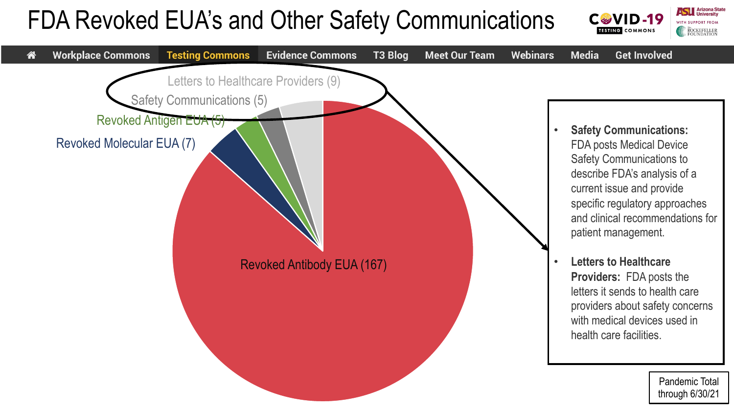# FDA Revoked EUA's and Other Safety Communications

Home | Workplace Commons | Testing Commons | Evidence Commons | T3 Blog | Meet Our Team | Webinars | Media | Get Involved

- Letters to Healthcare Providers (9)
- Safety Communications (5)
- Revoked Antigen EUA (5)
- Revoked Molecular EUA (7)
- Revoked Antibody EUA (167)

- **Safety Communications:** FDA posts Medical Device Safety Communications to describe FDA's analysis of a current issue and provide specific regulatory approaches and clinical recommendations for patient management.
- **Letters to Healthcare Providers:** FDA posts the letters it sends to health care providers about safety concerns with medical devices used in health care facilities.

Pandemic Total through 6/30/21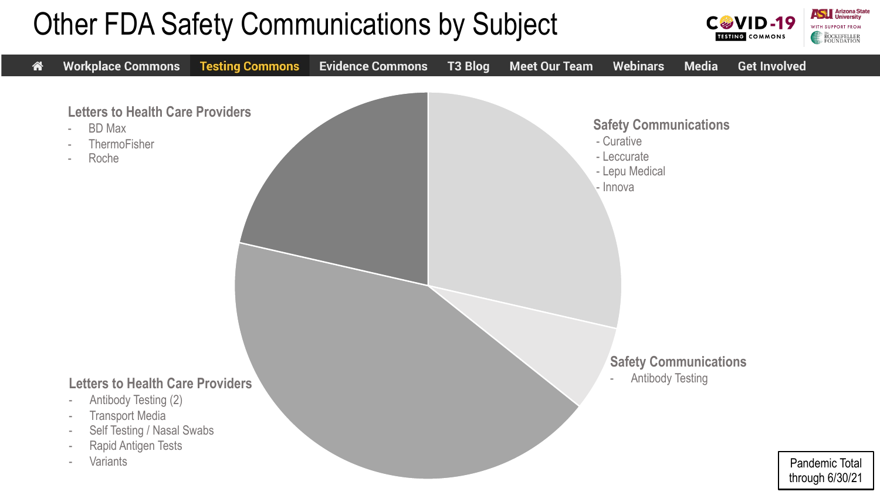# Other FDA Safety Communications by Subject

Workplace Commons | Testing Commons | Evidence Commons | T3 Blog | Meet Our Team | Webinars | Media | Get Involved

**Letters to Health Care Providers**
- BD Max
- ThermoFisher
- Roche

**Safety Communications**
- Curative
- Leccurate
- Lepu Medical
- Innova

**Safety Communications**
- Antibody Testing

**Letters to Health Care Providers**
- Antibody Testing (2)
- Transport Media
- Self Testing / Nasal Swabs
- Rapid Antigen Tests
- Variants

Pandemic Total through 6/30/21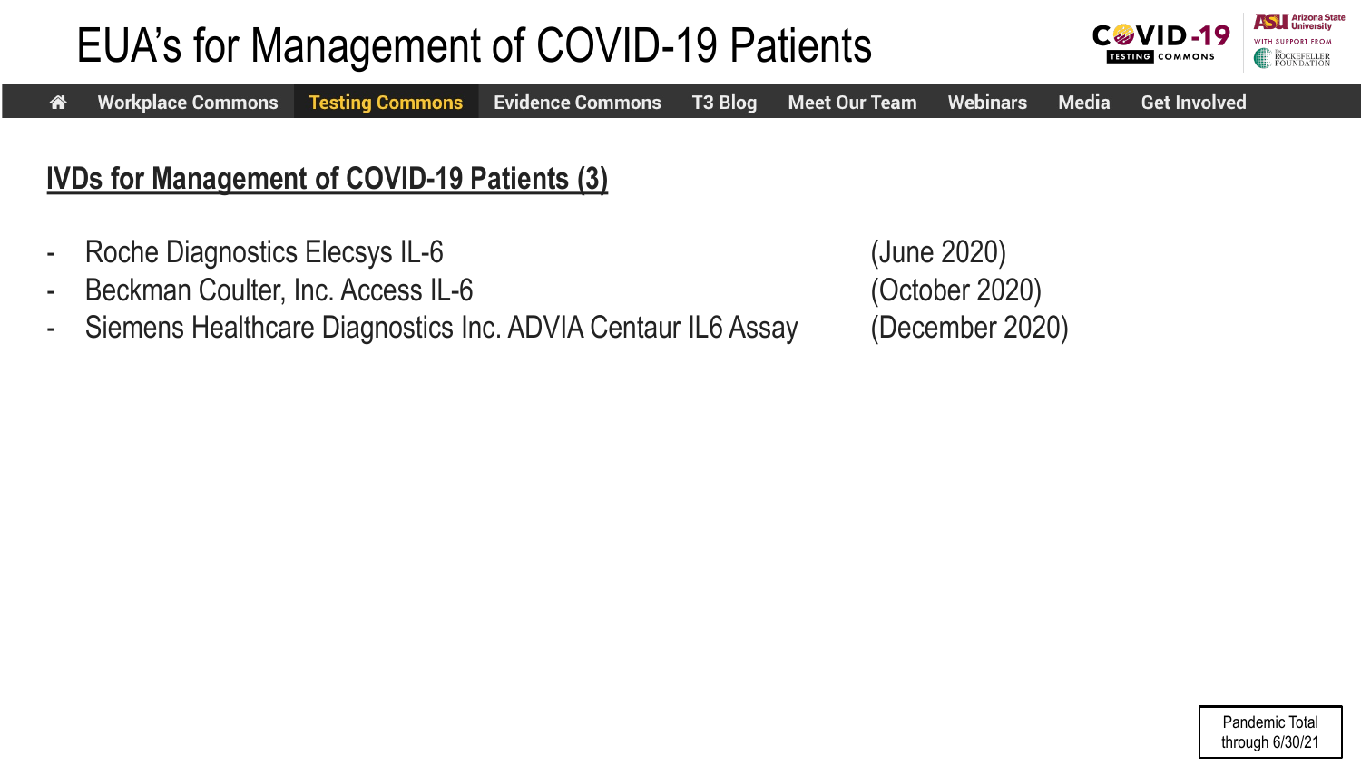# EUA's for Management of COVID-19 Patients

## IVDs for Management of COVID-19 Patients (3)

- Roche Diagnostics Elecsys IL-6 (June 2020)
- Beckman Coulter, Inc. Access IL-6 (October 2020)
- Siemens Healthcare Diagnostics Inc. ADVIA Centaur IL6 Assay (December 2020)

Pandemic Total through 6/30/21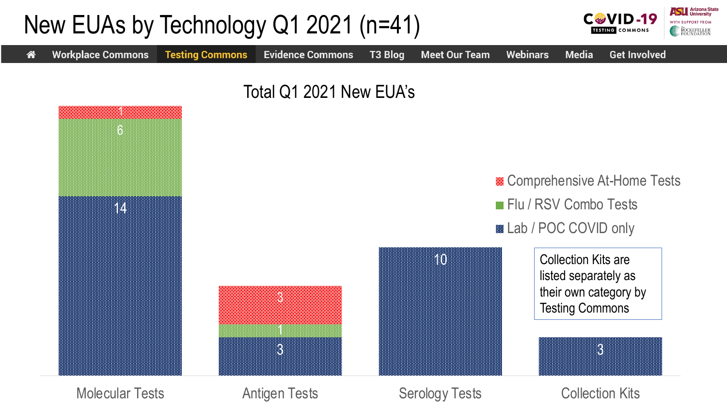# New EUAs by Technology Q1 2021 (n=41)

## Total Q1 2021 New EUA's

| | Molecular Tests | Antigen Tests | Serology Tests | Collection Kits |
|---|---|---|---|---|
| Comprehensive At-Home Tests | 1 | 3 | | |
| Flu / RSV Combo Tests | 6 | 1 | | |
| Lab / POC COVID only | 14 | 3 | 10 | 3 |

Collection Kits are listed separately as their own category by Testing Commons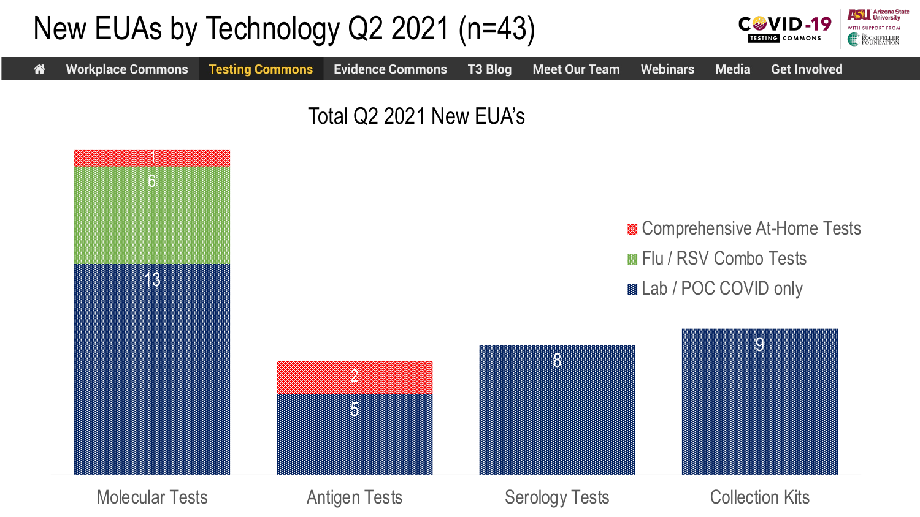# New EUAs by Technology Q2 2021 (n=43)

Workplace Commons | Testing Commons | Evidence Commons | T3 Blog | Meet Our Team | Webinars | Media | Get Involved

Total Q2 2021 New EUA's

Comprehensive At-Home Tests
Flu / RSV Combo Tests
Lab / POC COVID only

Molecular Tests: 1, 6, 13
Antigen Tests: 2, 5
Serology Tests: 8
Collection Kits: 9